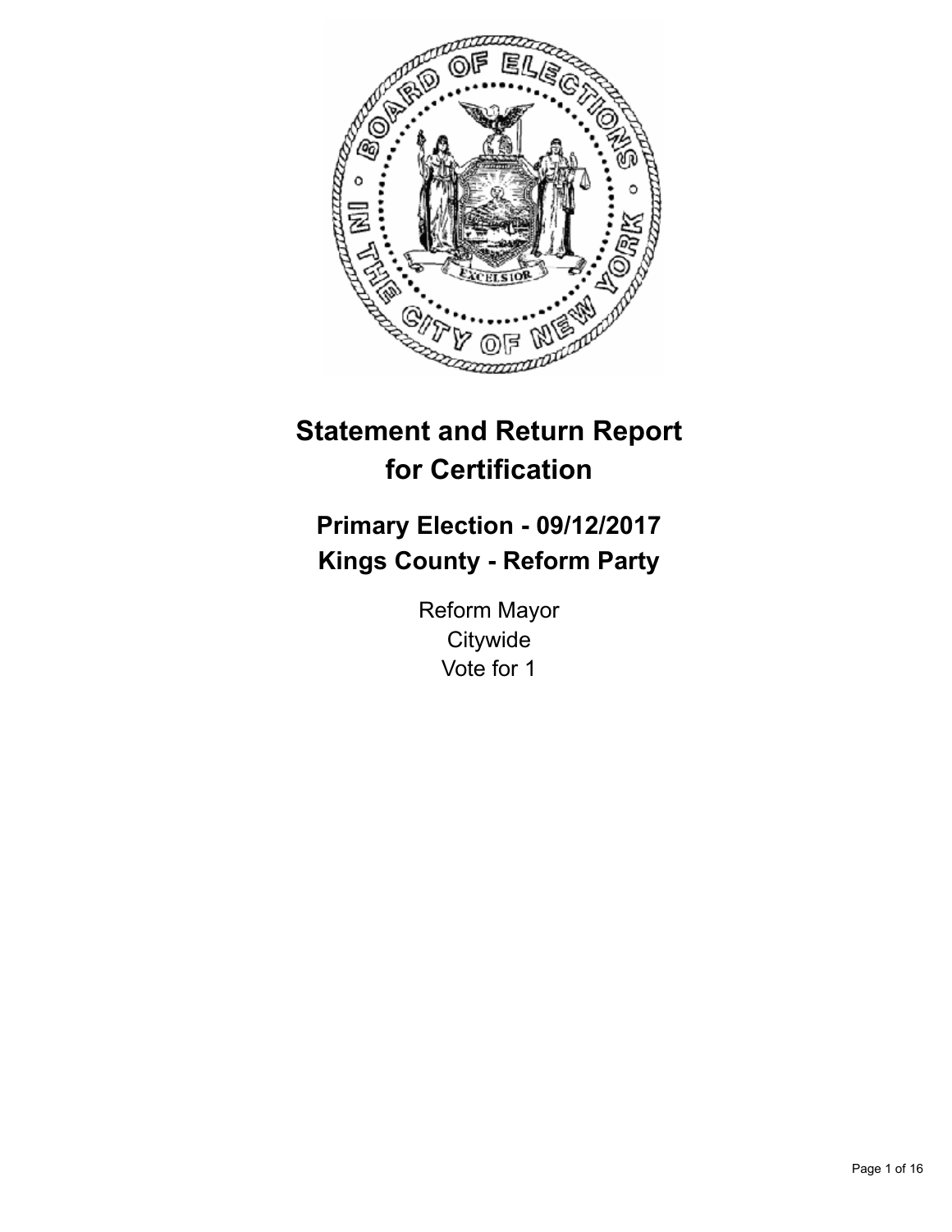# Statement and Return Report for Certification

## Primary Election - 09/12/2017
## Kings County - Reform Party

Reform Mayor
Citywide
Vote for 1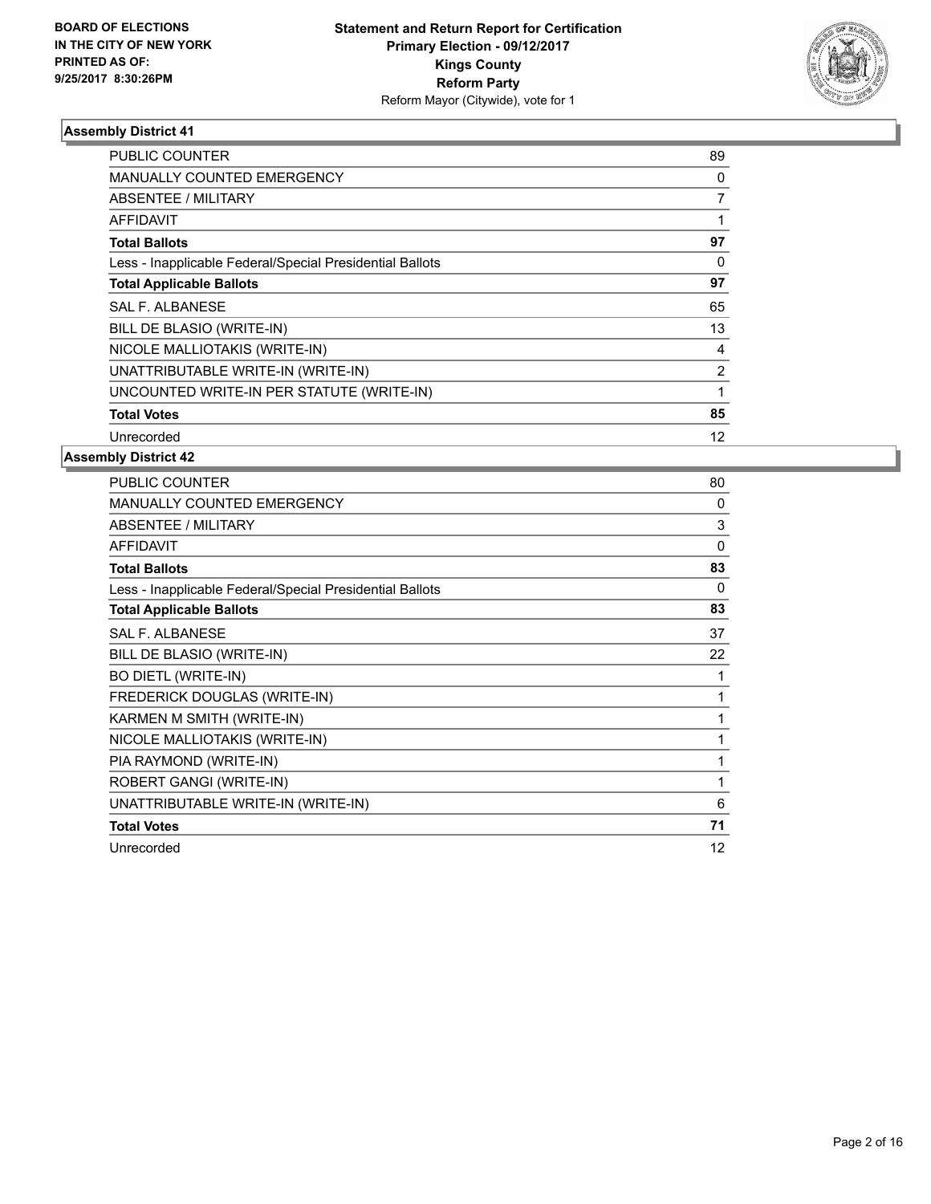BOARD OF ELECTIONS
IN THE CITY OF NEW YORK
PRINTED AS OF:
9/25/2017 8:30:26PM

**Statement and Return Report for Certification**
**Primary Election - 09/12/2017**
**Kings County**
**Reform Party**
Reform Mayor (Citywide), vote for 1

### Assembly District 41

| | |
|---|---|
| PUBLIC COUNTER | 89 |
| MANUALLY COUNTED EMERGENCY | 0 |
| ABSENTEE / MILITARY | 7 |
| AFFIDAVIT | 1 |
| **Total Ballots** | **97** |
| Less - Inapplicable Federal/Special Presidential Ballots | 0 |
| **Total Applicable Ballots** | **97** |
| SAL F. ALBANESE | 65 |
| BILL DE BLASIO (WRITE-IN) | 13 |
| NICOLE MALLIOTAKIS (WRITE-IN) | 4 |
| UNATTRIBUTABLE WRITE-IN (WRITE-IN) | 2 |
| UNCOUNTED WRITE-IN PER STATUTE (WRITE-IN) | 1 |
| **Total Votes** | **85** |
| Unrecorded | 12 |

### Assembly District 42

| | |
|---|---|
| PUBLIC COUNTER | 80 |
| MANUALLY COUNTED EMERGENCY | 0 |
| ABSENTEE / MILITARY | 3 |
| AFFIDAVIT | 0 |
| **Total Ballots** | **83** |
| Less - Inapplicable Federal/Special Presidential Ballots | 0 |
| **Total Applicable Ballots** | **83** |
| SAL F. ALBANESE | 37 |
| BILL DE BLASIO (WRITE-IN) | 22 |
| BO DIETL (WRITE-IN) | 1 |
| FREDERICK DOUGLAS (WRITE-IN) | 1 |
| KARMEN M SMITH (WRITE-IN) | 1 |
| NICOLE MALLIOTAKIS (WRITE-IN) | 1 |
| PIA RAYMOND (WRITE-IN) | 1 |
| ROBERT GANGI (WRITE-IN) | 1 |
| UNATTRIBUTABLE WRITE-IN (WRITE-IN) | 6 |
| **Total Votes** | **71** |
| Unrecorded | 12 |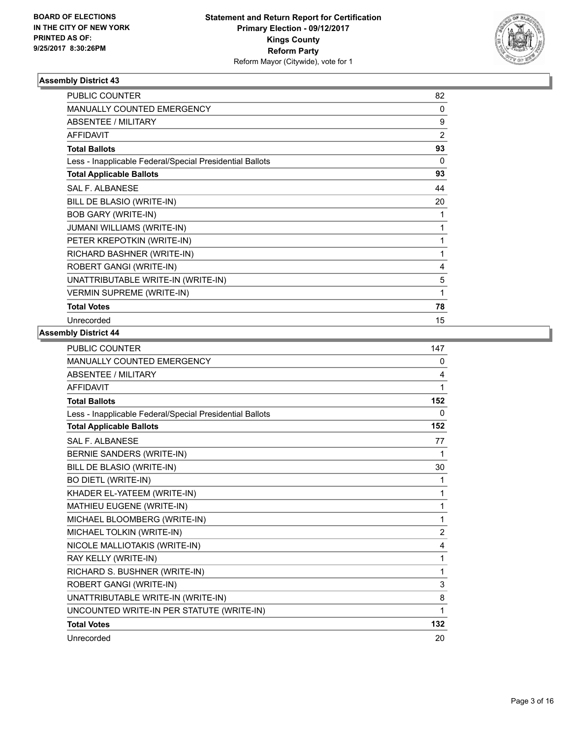**BOARD OF ELECTIONS IN THE CITY OF NEW YORK PRINTED AS OF: 9/25/2017 8:30:26PM**

**Statement and Return Report for Certification Primary Election - 09/12/2017 Kings County Reform Party**
Reform Mayor (Citywide), vote for 1

### Assembly District 43

| | |
|---|---|
| PUBLIC COUNTER | 82 |
| MANUALLY COUNTED EMERGENCY | 0 |
| ABSENTEE / MILITARY | 9 |
| AFFIDAVIT | 2 |
| **Total Ballots** | **93** |
| Less - Inapplicable Federal/Special Presidential Ballots | 0 |
| **Total Applicable Ballots** | **93** |
| SAL F. ALBANESE | 44 |
| BILL DE BLASIO (WRITE-IN) | 20 |
| BOB GARY (WRITE-IN) | 1 |
| JUMANI WILLIAMS (WRITE-IN) | 1 |
| PETER KREPOTKIN (WRITE-IN) | 1 |
| RICHARD BASHNER (WRITE-IN) | 1 |
| ROBERT GANGI (WRITE-IN) | 4 |
| UNATTRIBUTABLE WRITE-IN (WRITE-IN) | 5 |
| VERMIN SUPREME (WRITE-IN) | 1 |
| **Total Votes** | **78** |
| Unrecorded | 15 |

### Assembly District 44

| | |
|---|---|
| PUBLIC COUNTER | 147 |
| MANUALLY COUNTED EMERGENCY | 0 |
| ABSENTEE / MILITARY | 4 |
| AFFIDAVIT | 1 |
| **Total Ballots** | **152** |
| Less - Inapplicable Federal/Special Presidential Ballots | 0 |
| **Total Applicable Ballots** | **152** |
| SAL F. ALBANESE | 77 |
| BERNIE SANDERS (WRITE-IN) | 1 |
| BILL DE BLASIO (WRITE-IN) | 30 |
| BO DIETL (WRITE-IN) | 1 |
| KHADER EL-YATEEM (WRITE-IN) | 1 |
| MATHIEU EUGENE (WRITE-IN) | 1 |
| MICHAEL BLOOMBERG (WRITE-IN) | 1 |
| MICHAEL TOLKIN (WRITE-IN) | 2 |
| NICOLE MALLIOTAKIS (WRITE-IN) | 4 |
| RAY KELLY (WRITE-IN) | 1 |
| RICHARD S. BUSHNER (WRITE-IN) | 1 |
| ROBERT GANGI (WRITE-IN) | 3 |
| UNATTRIBUTABLE WRITE-IN (WRITE-IN) | 8 |
| UNCOUNTED WRITE-IN PER STATUTE (WRITE-IN) | 1 |
| **Total Votes** | **132** |
| Unrecorded | 20 |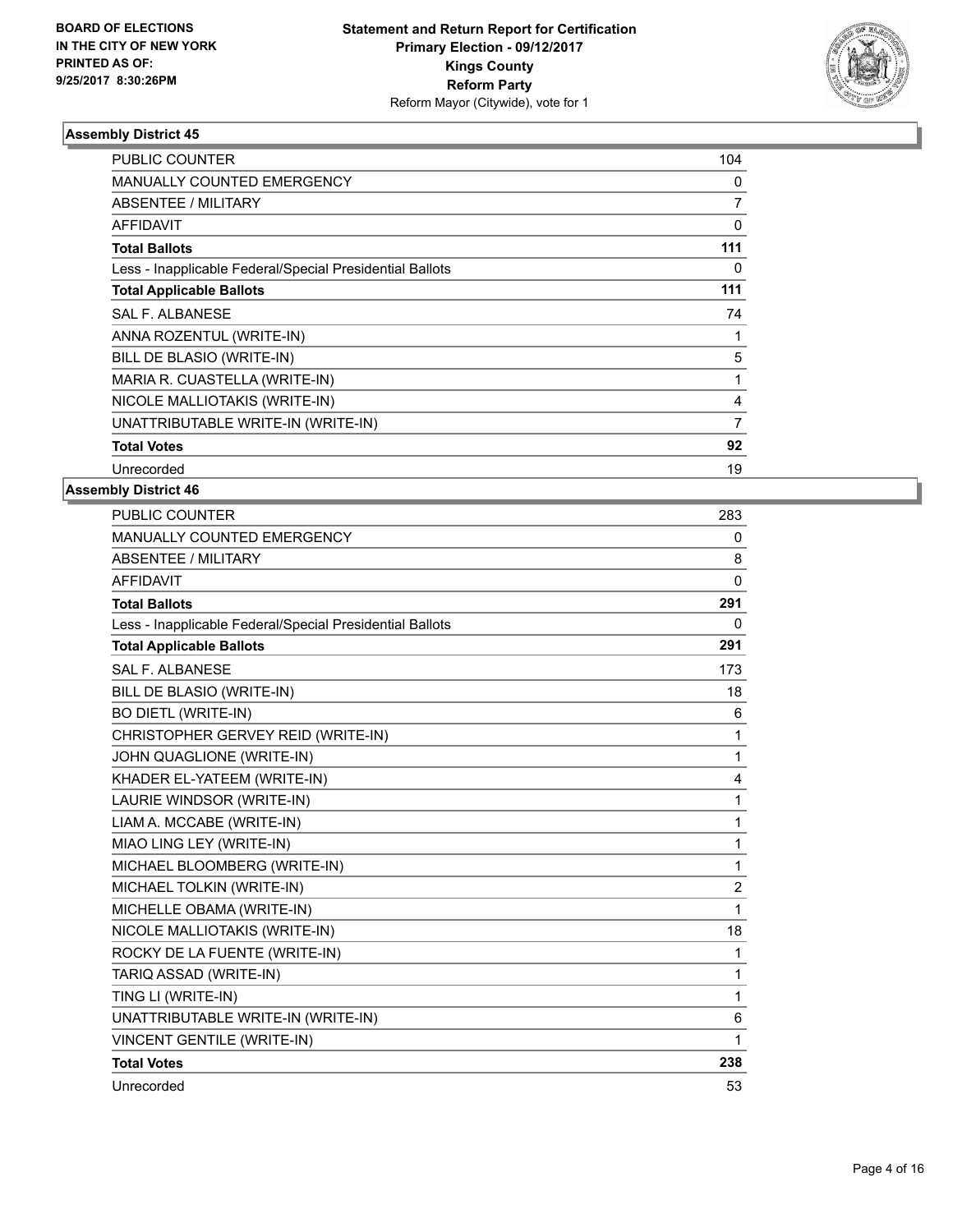BOARD OF ELECTIONS
IN THE CITY OF NEW YORK
PRINTED AS OF:
9/25/2017 8:30:26PM

**Statement and Return Report for Certification**
**Primary Election - 09/12/2017**
**Kings County**
**Reform Party**
Reform Mayor (Citywide), vote for 1

### Assembly District 45

| | |
|---|---|
| PUBLIC COUNTER | 104 |
| MANUALLY COUNTED EMERGENCY | 0 |
| ABSENTEE / MILITARY | 7 |
| AFFIDAVIT | 0 |
| **Total Ballots** | **111** |
| Less - Inapplicable Federal/Special Presidential Ballots | 0 |
| **Total Applicable Ballots** | **111** |
| SAL F. ALBANESE | 74 |
| ANNA ROZENTUL (WRITE-IN) | 1 |
| BILL DE BLASIO (WRITE-IN) | 5 |
| MARIA R. CUASTELLA (WRITE-IN) | 1 |
| NICOLE MALLIOTAKIS (WRITE-IN) | 4 |
| UNATTRIBUTABLE WRITE-IN (WRITE-IN) | 7 |
| **Total Votes** | **92** |
| Unrecorded | 19 |

### Assembly District 46

| | |
|---|---|
| PUBLIC COUNTER | 283 |
| MANUALLY COUNTED EMERGENCY | 0 |
| ABSENTEE / MILITARY | 8 |
| AFFIDAVIT | 0 |
| **Total Ballots** | **291** |
| Less - Inapplicable Federal/Special Presidential Ballots | 0 |
| **Total Applicable Ballots** | **291** |
| SAL F. ALBANESE | 173 |
| BILL DE BLASIO (WRITE-IN) | 18 |
| BO DIETL (WRITE-IN) | 6 |
| CHRISTOPHER GERVEY REID (WRITE-IN) | 1 |
| JOHN QUAGLIONE (WRITE-IN) | 1 |
| KHADER EL-YATEEM (WRITE-IN) | 4 |
| LAURIE WINDSOR (WRITE-IN) | 1 |
| LIAM A. MCCABE (WRITE-IN) | 1 |
| MIAO LING LEY (WRITE-IN) | 1 |
| MICHAEL BLOOMBERG (WRITE-IN) | 1 |
| MICHAEL TOLKIN (WRITE-IN) | 2 |
| MICHELLE OBAMA (WRITE-IN) | 1 |
| NICOLE MALLIOTAKIS (WRITE-IN) | 18 |
| ROCKY DE LA FUENTE (WRITE-IN) | 1 |
| TARIQ ASSAD (WRITE-IN) | 1 |
| TING LI (WRITE-IN) | 1 |
| UNATTRIBUTABLE WRITE-IN (WRITE-IN) | 6 |
| VINCENT GENTILE (WRITE-IN) | 1 |
| **Total Votes** | **238** |
| Unrecorded | 53 |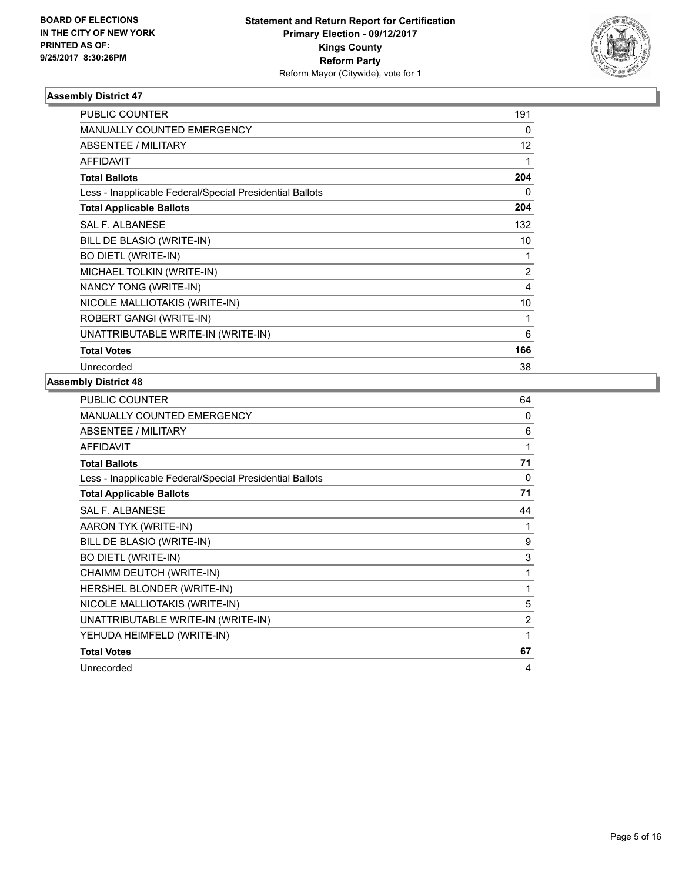BOARD OF ELECTIONS
IN THE CITY OF NEW YORK
PRINTED AS OF:
9/25/2017 8:30:26PM

**Statement and Return Report for Certification**
**Primary Election - 09/12/2017**
**Kings County**
**Reform Party**
Reform Mayor (Citywide), vote for 1

### Assembly District 47

| | |
|---|---|
| PUBLIC COUNTER | 191 |
| MANUALLY COUNTED EMERGENCY | 0 |
| ABSENTEE / MILITARY | 12 |
| AFFIDAVIT | 1 |
| **Total Ballots** | **204** |
| Less - Inapplicable Federal/Special Presidential Ballots | 0 |
| **Total Applicable Ballots** | **204** |
| SAL F. ALBANESE | 132 |
| BILL DE BLASIO (WRITE-IN) | 10 |
| BO DIETL (WRITE-IN) | 1 |
| MICHAEL TOLKIN (WRITE-IN) | 2 |
| NANCY TONG (WRITE-IN) | 4 |
| NICOLE MALLIOTAKIS (WRITE-IN) | 10 |
| ROBERT GANGI (WRITE-IN) | 1 |
| UNATTRIBUTABLE WRITE-IN (WRITE-IN) | 6 |
| **Total Votes** | **166** |
| Unrecorded | 38 |

### Assembly District 48

| | |
|---|---|
| PUBLIC COUNTER | 64 |
| MANUALLY COUNTED EMERGENCY | 0 |
| ABSENTEE / MILITARY | 6 |
| AFFIDAVIT | 1 |
| **Total Ballots** | **71** |
| Less - Inapplicable Federal/Special Presidential Ballots | 0 |
| **Total Applicable Ballots** | **71** |
| SAL F. ALBANESE | 44 |
| AARON TYK (WRITE-IN) | 1 |
| BILL DE BLASIO (WRITE-IN) | 9 |
| BO DIETL (WRITE-IN) | 3 |
| CHAIMM DEUTCH (WRITE-IN) | 1 |
| HERSHEL BLONDER (WRITE-IN) | 1 |
| NICOLE MALLIOTAKIS (WRITE-IN) | 5 |
| UNATTRIBUTABLE WRITE-IN (WRITE-IN) | 2 |
| YEHUDA HEIMFELD (WRITE-IN) | 1 |
| **Total Votes** | **67** |
| Unrecorded | 4 |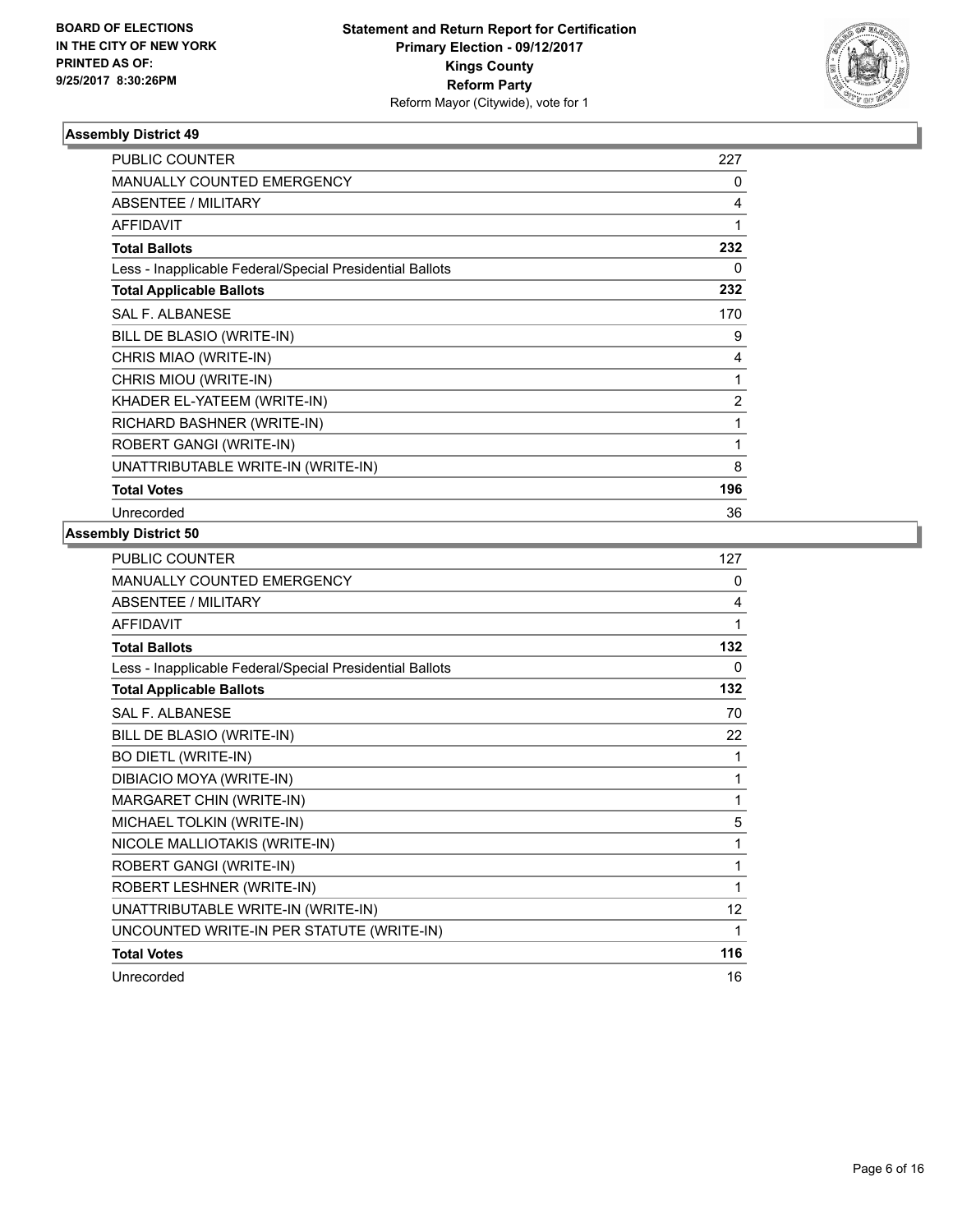**BOARD OF ELECTIONS IN THE CITY OF NEW YORK PRINTED AS OF: 9/25/2017 8:30:26PM**

**Statement and Return Report for Certification**
**Primary Election - 09/12/2017**
**Kings County**
**Reform Party**
Reform Mayor (Citywide), vote for 1

### Assembly District 49

| | |
|---|---|
| PUBLIC COUNTER | 227 |
| MANUALLY COUNTED EMERGENCY | 0 |
| ABSENTEE / MILITARY | 4 |
| AFFIDAVIT | 1 |
| **Total Ballots** | **232** |
| Less - Inapplicable Federal/Special Presidential Ballots | 0 |
| **Total Applicable Ballots** | **232** |
| SAL F. ALBANESE | 170 |
| BILL DE BLASIO (WRITE-IN) | 9 |
| CHRIS MIAO (WRITE-IN) | 4 |
| CHRIS MIOU (WRITE-IN) | 1 |
| KHADER EL-YATEEM (WRITE-IN) | 2 |
| RICHARD BASHNER (WRITE-IN) | 1 |
| ROBERT GANGI (WRITE-IN) | 1 |
| UNATTRIBUTABLE WRITE-IN (WRITE-IN) | 8 |
| **Total Votes** | **196** |
| Unrecorded | 36 |

### Assembly District 50

| | |
|---|---|
| PUBLIC COUNTER | 127 |
| MANUALLY COUNTED EMERGENCY | 0 |
| ABSENTEE / MILITARY | 4 |
| AFFIDAVIT | 1 |
| **Total Ballots** | **132** |
| Less - Inapplicable Federal/Special Presidential Ballots | 0 |
| **Total Applicable Ballots** | **132** |
| SAL F. ALBANESE | 70 |
| BILL DE BLASIO (WRITE-IN) | 22 |
| BO DIETL (WRITE-IN) | 1 |
| DIBIACIO MOYA (WRITE-IN) | 1 |
| MARGARET CHIN (WRITE-IN) | 1 |
| MICHAEL TOLKIN (WRITE-IN) | 5 |
| NICOLE MALLIOTAKIS (WRITE-IN) | 1 |
| ROBERT GANGI (WRITE-IN) | 1 |
| ROBERT LESHNER (WRITE-IN) | 1 |
| UNATTRIBUTABLE WRITE-IN (WRITE-IN) | 12 |
| UNCOUNTED WRITE-IN PER STATUTE (WRITE-IN) | 1 |
| **Total Votes** | **116** |
| Unrecorded | 16 |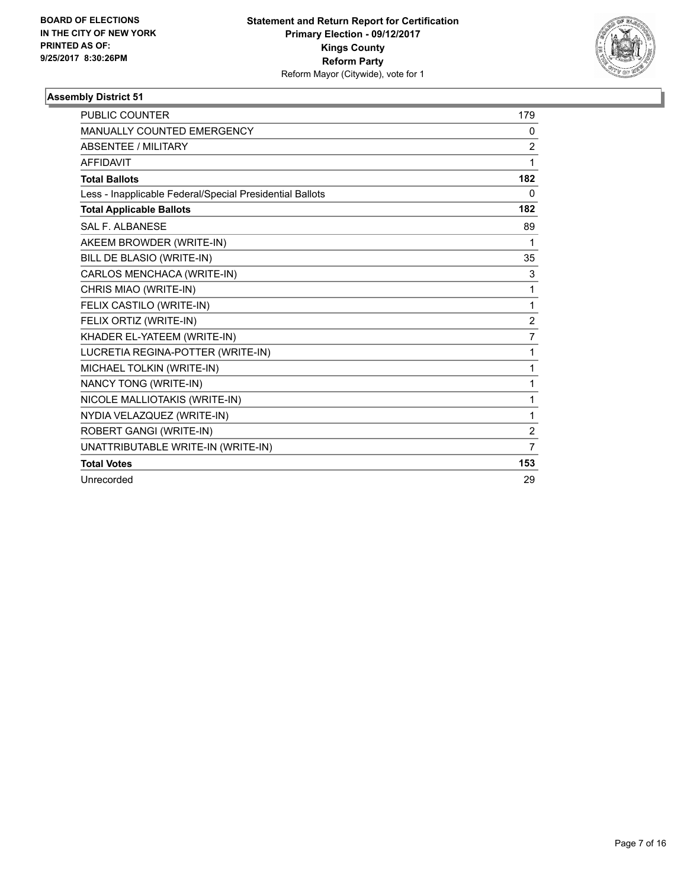BOARD OF ELECTIONS
IN THE CITY OF NEW YORK
PRINTED AS OF:
9/25/2017 8:30:26PM

**Statement and Return Report for Certification**
**Primary Election - 09/12/2017**
**Kings County**
**Reform Party**
Reform Mayor (Citywide), vote for 1

### Assembly District 51

| | |
|---|---|
| PUBLIC COUNTER | 179 |
| MANUALLY COUNTED EMERGENCY | 0 |
| ABSENTEE / MILITARY | 2 |
| AFFIDAVIT | 1 |
| **Total Ballots** | **182** |
| Less - Inapplicable Federal/Special Presidential Ballots | 0 |
| **Total Applicable Ballots** | **182** |
| SAL F. ALBANESE | 89 |
| AKEEM BROWDER (WRITE-IN) | 1 |
| BILL DE BLASIO (WRITE-IN) | 35 |
| CARLOS MENCHACA (WRITE-IN) | 3 |
| CHRIS MIAO (WRITE-IN) | 1 |
| FELIX CASTILO (WRITE-IN) | 1 |
| FELIX ORTIZ (WRITE-IN) | 2 |
| KHADER EL-YATEEM (WRITE-IN) | 7 |
| LUCRETIA REGINA-POTTER (WRITE-IN) | 1 |
| MICHAEL TOLKIN (WRITE-IN) | 1 |
| NANCY TONG (WRITE-IN) | 1 |
| NICOLE MALLIOTAKIS (WRITE-IN) | 1 |
| NYDIA VELAZQUEZ (WRITE-IN) | 1 |
| ROBERT GANGI (WRITE-IN) | 2 |
| UNATTRIBUTABLE WRITE-IN (WRITE-IN) | 7 |
| **Total Votes** | **153** |
| Unrecorded | 29 |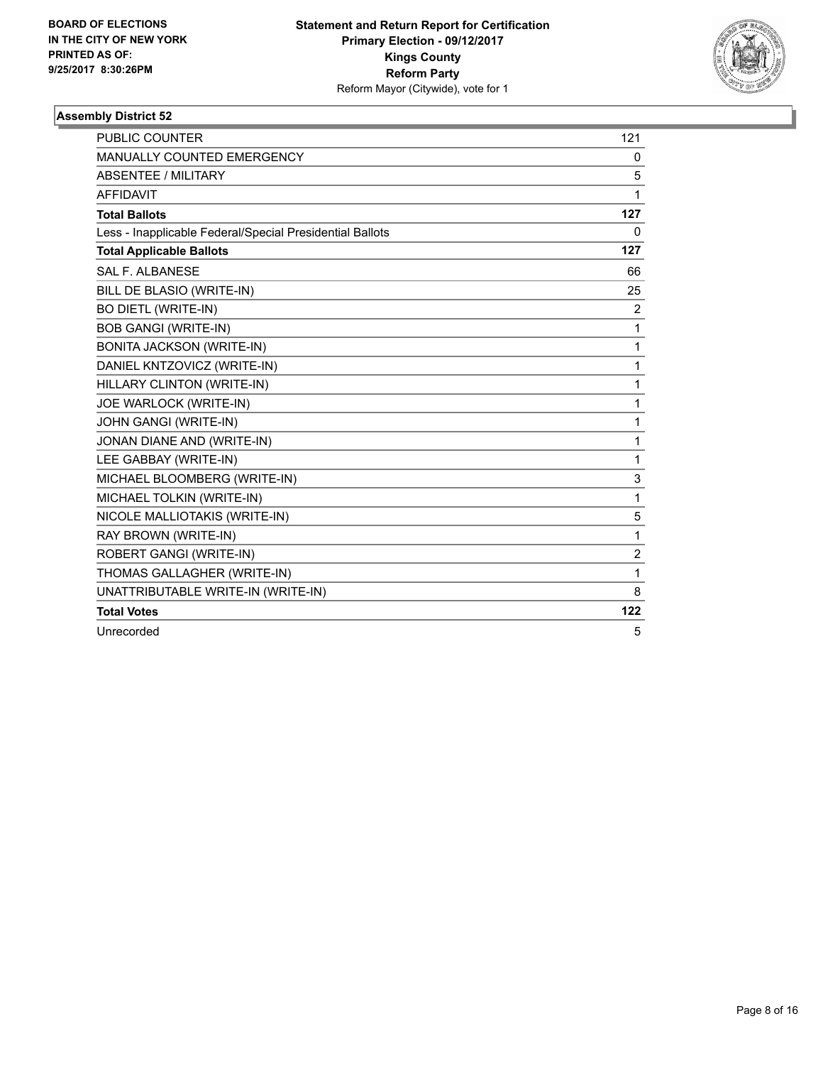**BOARD OF ELECTIONS IN THE CITY OF NEW YORK PRINTED AS OF: 9/25/2017 8:30:26PM**

**Statement and Return Report for Certification Primary Election - 09/12/2017 Kings County Reform Party**
Reform Mayor (Citywide), vote for 1

## Assembly District 52

| | |
|---|---|
| PUBLIC COUNTER | 121 |
| MANUALLY COUNTED EMERGENCY | 0 |
| ABSENTEE / MILITARY | 5 |
| AFFIDAVIT | 1 |
| **Total Ballots** | **127** |
| Less - Inapplicable Federal/Special Presidential Ballots | 0 |
| **Total Applicable Ballots** | **127** |
| SAL F. ALBANESE | 66 |
| BILL DE BLASIO (WRITE-IN) | 25 |
| BO DIETL (WRITE-IN) | 2 |
| BOB GANGI (WRITE-IN) | 1 |
| BONITA JACKSON (WRITE-IN) | 1 |
| DANIEL KNTZOVICZ (WRITE-IN) | 1 |
| HILLARY CLINTON (WRITE-IN) | 1 |
| JOE WARLOCK (WRITE-IN) | 1 |
| JOHN GANGI (WRITE-IN) | 1 |
| JONAN DIANE AND (WRITE-IN) | 1 |
| LEE GABBAY (WRITE-IN) | 1 |
| MICHAEL BLOOMBERG (WRITE-IN) | 3 |
| MICHAEL TOLKIN (WRITE-IN) | 1 |
| NICOLE MALLIOTAKIS (WRITE-IN) | 5 |
| RAY BROWN (WRITE-IN) | 1 |
| ROBERT GANGI (WRITE-IN) | 2 |
| THOMAS GALLAGHER (WRITE-IN) | 1 |
| UNATTRIBUTABLE WRITE-IN (WRITE-IN) | 8 |
| **Total Votes** | **122** |
| Unrecorded | 5 |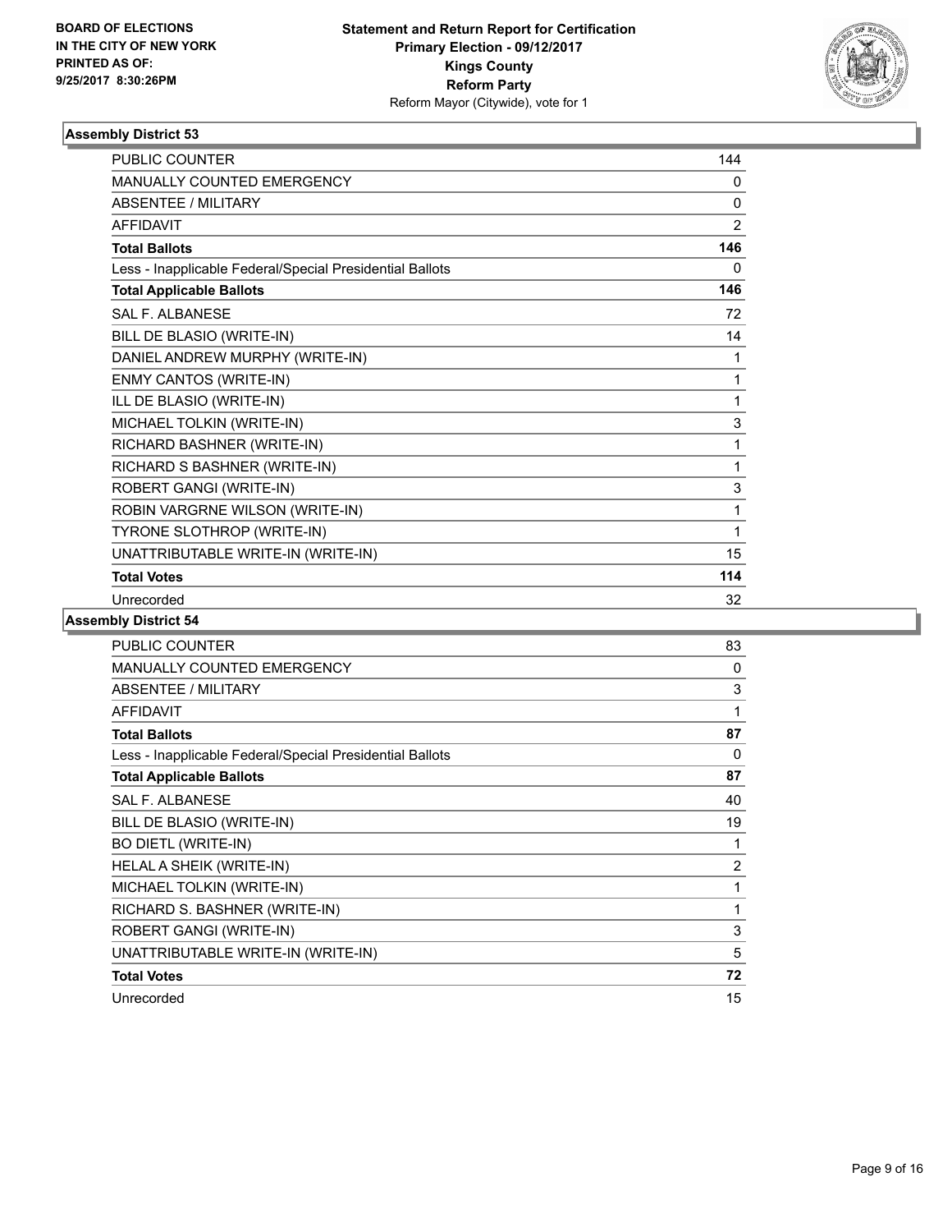BOARD OF ELECTIONS
IN THE CITY OF NEW YORK
PRINTED AS OF:
9/25/2017 8:30:26PM

**Statement and Return Report for Certification**
**Primary Election - 09/12/2017**
**Kings County**
**Reform Party**
Reform Mayor (Citywide), vote for 1

## Assembly District 53

| | |
|---|---|
| PUBLIC COUNTER | 144 |
| MANUALLY COUNTED EMERGENCY | 0 |
| ABSENTEE / MILITARY | 0 |
| AFFIDAVIT | 2 |
| **Total Ballots** | **146** |
| Less - Inapplicable Federal/Special Presidential Ballots | 0 |
| **Total Applicable Ballots** | **146** |
| SAL F. ALBANESE | 72 |
| BILL DE BLASIO (WRITE-IN) | 14 |
| DANIEL ANDREW MURPHY (WRITE-IN) | 1 |
| ENMY CANTOS (WRITE-IN) | 1 |
| ILL DE BLASIO (WRITE-IN) | 1 |
| MICHAEL TOLKIN (WRITE-IN) | 3 |
| RICHARD BASHNER (WRITE-IN) | 1 |
| RICHARD S BASHNER (WRITE-IN) | 1 |
| ROBERT GANGI (WRITE-IN) | 3 |
| ROBIN VARGRNE WILSON (WRITE-IN) | 1 |
| TYRONE SLOTHROP (WRITE-IN) | 1 |
| UNATTRIBUTABLE WRITE-IN (WRITE-IN) | 15 |
| **Total Votes** | **114** |
| Unrecorded | 32 |

## Assembly District 54

| | |
|---|---|
| PUBLIC COUNTER | 83 |
| MANUALLY COUNTED EMERGENCY | 0 |
| ABSENTEE / MILITARY | 3 |
| AFFIDAVIT | 1 |
| **Total Ballots** | **87** |
| Less - Inapplicable Federal/Special Presidential Ballots | 0 |
| **Total Applicable Ballots** | **87** |
| SAL F. ALBANESE | 40 |
| BILL DE BLASIO (WRITE-IN) | 19 |
| BO DIETL (WRITE-IN) | 1 |
| HELAL A SHEIK (WRITE-IN) | 2 |
| MICHAEL TOLKIN (WRITE-IN) | 1 |
| RICHARD S. BASHNER (WRITE-IN) | 1 |
| ROBERT GANGI (WRITE-IN) | 3 |
| UNATTRIBUTABLE WRITE-IN (WRITE-IN) | 5 |
| **Total Votes** | **72** |
| Unrecorded | 15 |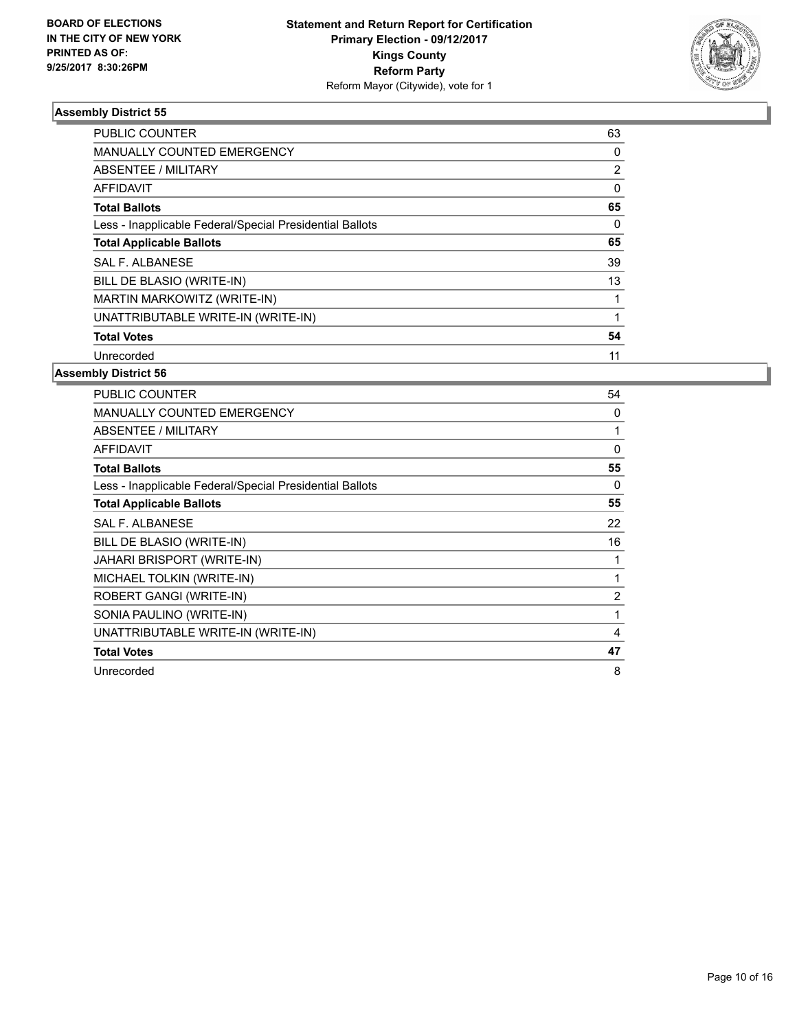BOARD OF ELECTIONS
IN THE CITY OF NEW YORK
PRINTED AS OF:
9/25/2017 8:30:26PM

**Statement and Return Report for Certification**
**Primary Election - 09/12/2017**
**Kings County**
**Reform Party**
Reform Mayor (Citywide), vote for 1

### Assembly District 55

| | |
|---|---|
| PUBLIC COUNTER | 63 |
| MANUALLY COUNTED EMERGENCY | 0 |
| ABSENTEE / MILITARY | 2 |
| AFFIDAVIT | 0 |
| **Total Ballots** | **65** |
| Less - Inapplicable Federal/Special Presidential Ballots | 0 |
| **Total Applicable Ballots** | **65** |
| SAL F. ALBANESE | 39 |
| BILL DE BLASIO (WRITE-IN) | 13 |
| MARTIN MARKOWITZ (WRITE-IN) | 1 |
| UNATTRIBUTABLE WRITE-IN (WRITE-IN) | 1 |
| **Total Votes** | **54** |
| Unrecorded | 11 |

### Assembly District 56

| | |
|---|---|
| PUBLIC COUNTER | 54 |
| MANUALLY COUNTED EMERGENCY | 0 |
| ABSENTEE / MILITARY | 1 |
| AFFIDAVIT | 0 |
| **Total Ballots** | **55** |
| Less - Inapplicable Federal/Special Presidential Ballots | 0 |
| **Total Applicable Ballots** | **55** |
| SAL F. ALBANESE | 22 |
| BILL DE BLASIO (WRITE-IN) | 16 |
| JAHARI BRISPORT (WRITE-IN) | 1 |
| MICHAEL TOLKIN (WRITE-IN) | 1 |
| ROBERT GANGI (WRITE-IN) | 2 |
| SONIA PAULINO (WRITE-IN) | 1 |
| UNATTRIBUTABLE WRITE-IN (WRITE-IN) | 4 |
| **Total Votes** | **47** |
| Unrecorded | 8 |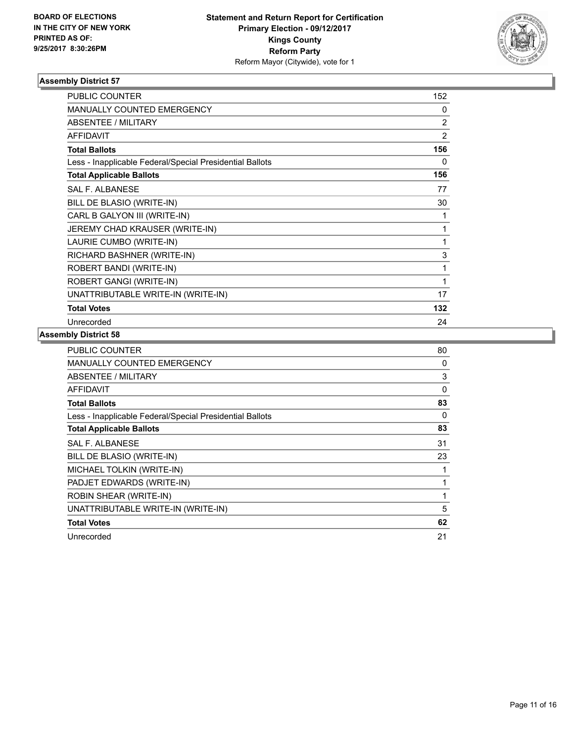**BOARD OF ELECTIONS IN THE CITY OF NEW YORK PRINTED AS OF: 9/25/2017 8:30:26PM**

**Statement and Return Report for Certification Primary Election - 09/12/2017 Kings County Reform Party**
Reform Mayor (Citywide), vote for 1

### Assembly District 57

| | |
|---|---|
| PUBLIC COUNTER | 152 |
| MANUALLY COUNTED EMERGENCY | 0 |
| ABSENTEE / MILITARY | 2 |
| AFFIDAVIT | 2 |
| **Total Ballots** | **156** |
| Less - Inapplicable Federal/Special Presidential Ballots | 0 |
| **Total Applicable Ballots** | **156** |
| SAL F. ALBANESE | 77 |
| BILL DE BLASIO (WRITE-IN) | 30 |
| CARL B GALYON III (WRITE-IN) | 1 |
| JEREMY CHAD KRAUSER (WRITE-IN) | 1 |
| LAURIE CUMBO (WRITE-IN) | 1 |
| RICHARD BASHNER (WRITE-IN) | 3 |
| ROBERT BANDI (WRITE-IN) | 1 |
| ROBERT GANGI (WRITE-IN) | 1 |
| UNATTRIBUTABLE WRITE-IN (WRITE-IN) | 17 |
| **Total Votes** | **132** |
| Unrecorded | 24 |

### Assembly District 58

| | |
|---|---|
| PUBLIC COUNTER | 80 |
| MANUALLY COUNTED EMERGENCY | 0 |
| ABSENTEE / MILITARY | 3 |
| AFFIDAVIT | 0 |
| **Total Ballots** | **83** |
| Less - Inapplicable Federal/Special Presidential Ballots | 0 |
| **Total Applicable Ballots** | **83** |
| SAL F. ALBANESE | 31 |
| BILL DE BLASIO (WRITE-IN) | 23 |
| MICHAEL TOLKIN (WRITE-IN) | 1 |
| PADJET EDWARDS (WRITE-IN) | 1 |
| ROBIN SHEAR (WRITE-IN) | 1 |
| UNATTRIBUTABLE WRITE-IN (WRITE-IN) | 5 |
| **Total Votes** | **62** |
| Unrecorded | 21 |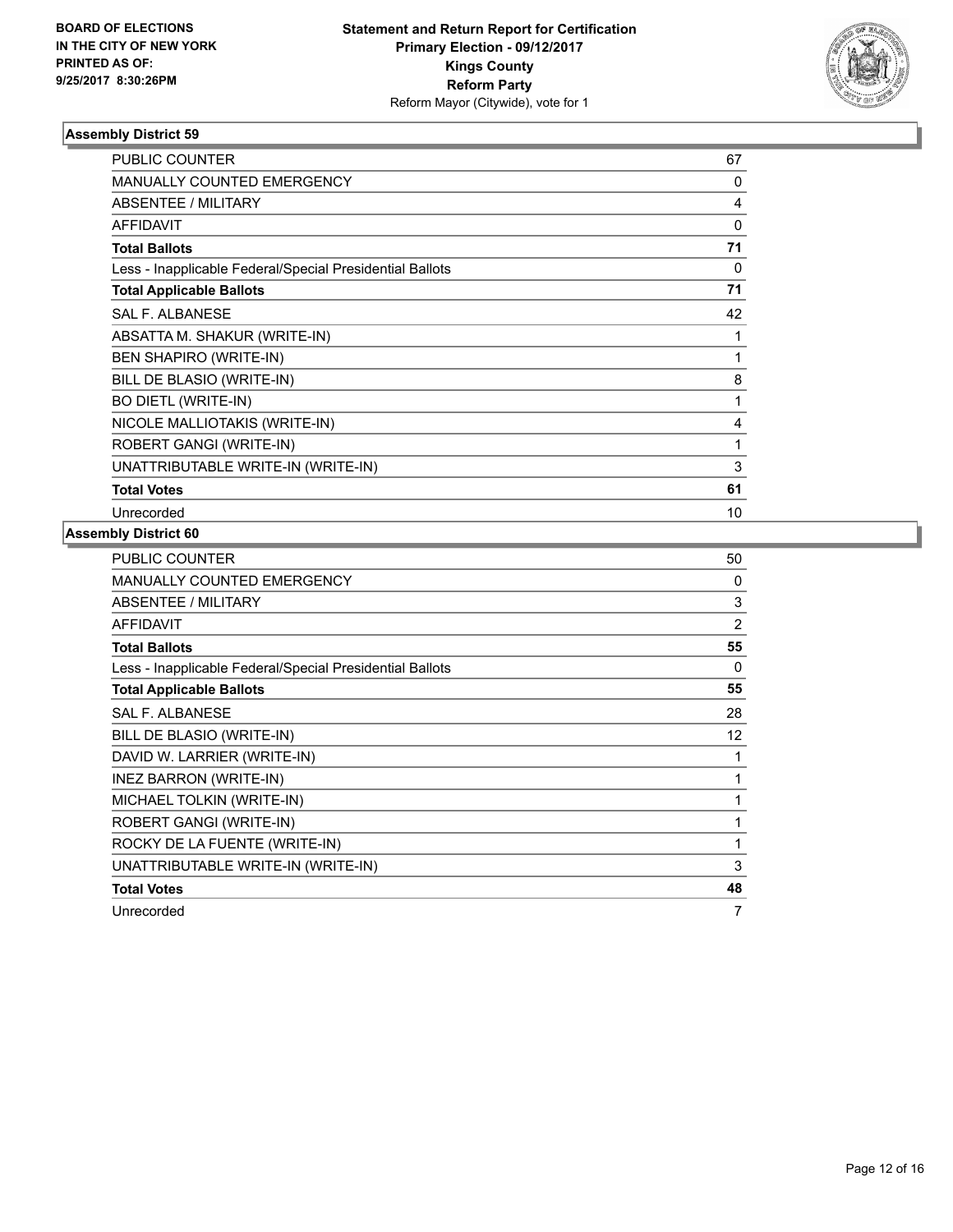**BOARD OF ELECTIONS IN THE CITY OF NEW YORK PRINTED AS OF: 9/25/2017 8:30:26PM**

**Statement and Return Report for Certification**
**Primary Election - 09/12/2017**
**Kings County**
**Reform Party**
Reform Mayor (Citywide), vote for 1

### Assembly District 59

| | |
|---|---|
| PUBLIC COUNTER | 67 |
| MANUALLY COUNTED EMERGENCY | 0 |
| ABSENTEE / MILITARY | 4 |
| AFFIDAVIT | 0 |
| **Total Ballots** | **71** |
| Less - Inapplicable Federal/Special Presidential Ballots | 0 |
| **Total Applicable Ballots** | **71** |
| SAL F. ALBANESE | 42 |
| ABSATTA M. SHAKUR (WRITE-IN) | 1 |
| BEN SHAPIRO (WRITE-IN) | 1 |
| BILL DE BLASIO (WRITE-IN) | 8 |
| BO DIETL (WRITE-IN) | 1 |
| NICOLE MALLIOTAKIS (WRITE-IN) | 4 |
| ROBERT GANGI (WRITE-IN) | 1 |
| UNATTRIBUTABLE WRITE-IN (WRITE-IN) | 3 |
| **Total Votes** | **61** |
| Unrecorded | 10 |

### Assembly District 60

| | |
|---|---|
| PUBLIC COUNTER | 50 |
| MANUALLY COUNTED EMERGENCY | 0 |
| ABSENTEE / MILITARY | 3 |
| AFFIDAVIT | 2 |
| **Total Ballots** | **55** |
| Less - Inapplicable Federal/Special Presidential Ballots | 0 |
| **Total Applicable Ballots** | **55** |
| SAL F. ALBANESE | 28 |
| BILL DE BLASIO (WRITE-IN) | 12 |
| DAVID W. LARRIER (WRITE-IN) | 1 |
| INEZ BARRON (WRITE-IN) | 1 |
| MICHAEL TOLKIN (WRITE-IN) | 1 |
| ROBERT GANGI (WRITE-IN) | 1 |
| ROCKY DE LA FUENTE (WRITE-IN) | 1 |
| UNATTRIBUTABLE WRITE-IN (WRITE-IN) | 3 |
| **Total Votes** | **48** |
| Unrecorded | 7 |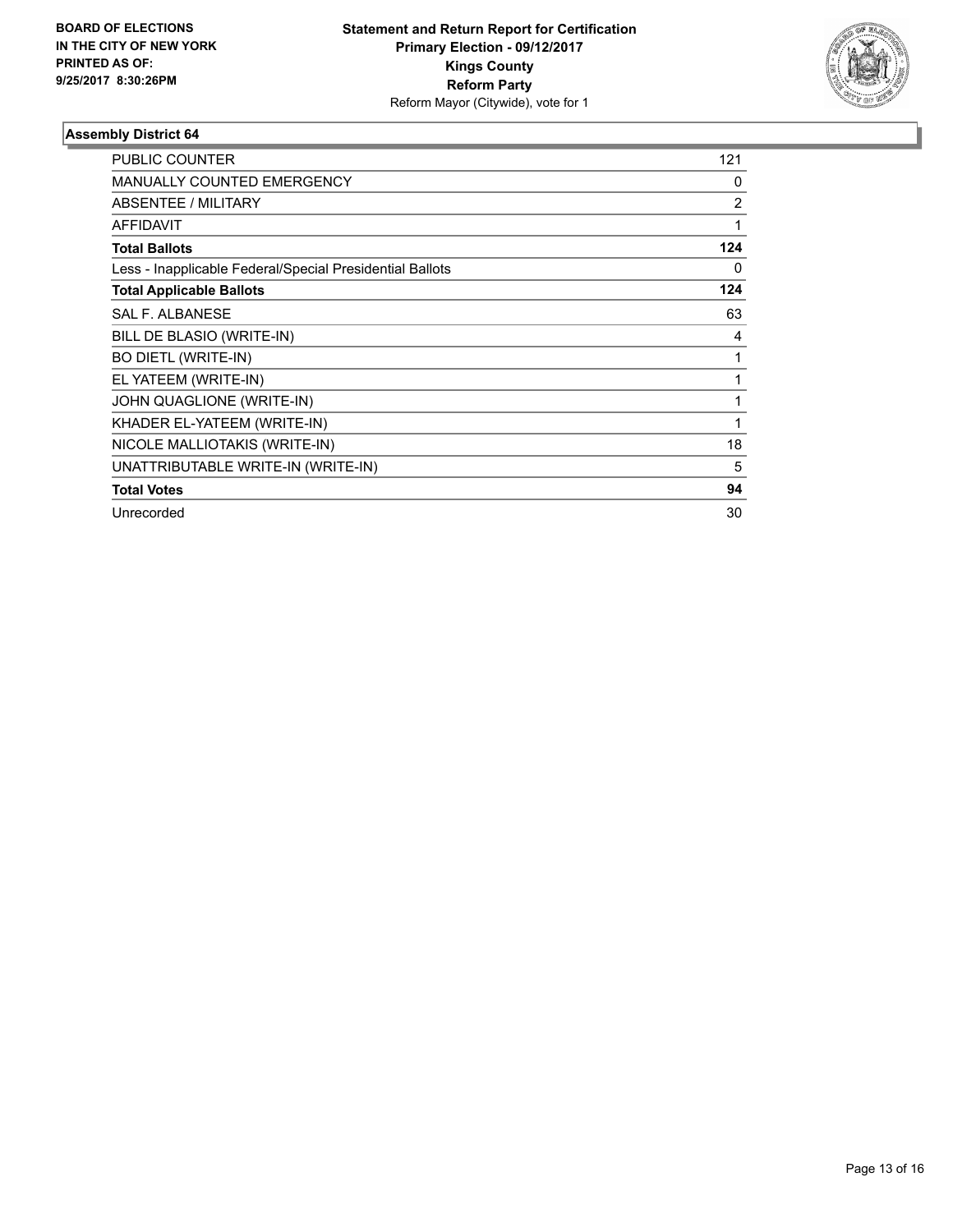BOARD OF ELECTIONS
IN THE CITY OF NEW YORK
PRINTED AS OF:
9/25/2017 8:30:26PM

**Statement and Return Report for Certification**
**Primary Election - 09/12/2017**
**Kings County**
**Reform Party**
Reform Mayor (Citywide), vote for 1

### Assembly District 64

| | |
|---|---|
| PUBLIC COUNTER | 121 |
| MANUALLY COUNTED EMERGENCY | 0 |
| ABSENTEE / MILITARY | 2 |
| AFFIDAVIT | 1 |
| **Total Ballots** | **124** |
| Less - Inapplicable Federal/Special Presidential Ballots | 0 |
| **Total Applicable Ballots** | **124** |
| SAL F. ALBANESE | 63 |
| BILL DE BLASIO (WRITE-IN) | 4 |
| BO DIETL (WRITE-IN) | 1 |
| EL YATEEM (WRITE-IN) | 1 |
| JOHN QUAGLIONE (WRITE-IN) | 1 |
| KHADER EL-YATEEM (WRITE-IN) | 1 |
| NICOLE MALLIOTAKIS (WRITE-IN) | 18 |
| UNATTRIBUTABLE WRITE-IN (WRITE-IN) | 5 |
| **Total Votes** | **94** |
| Unrecorded | 30 |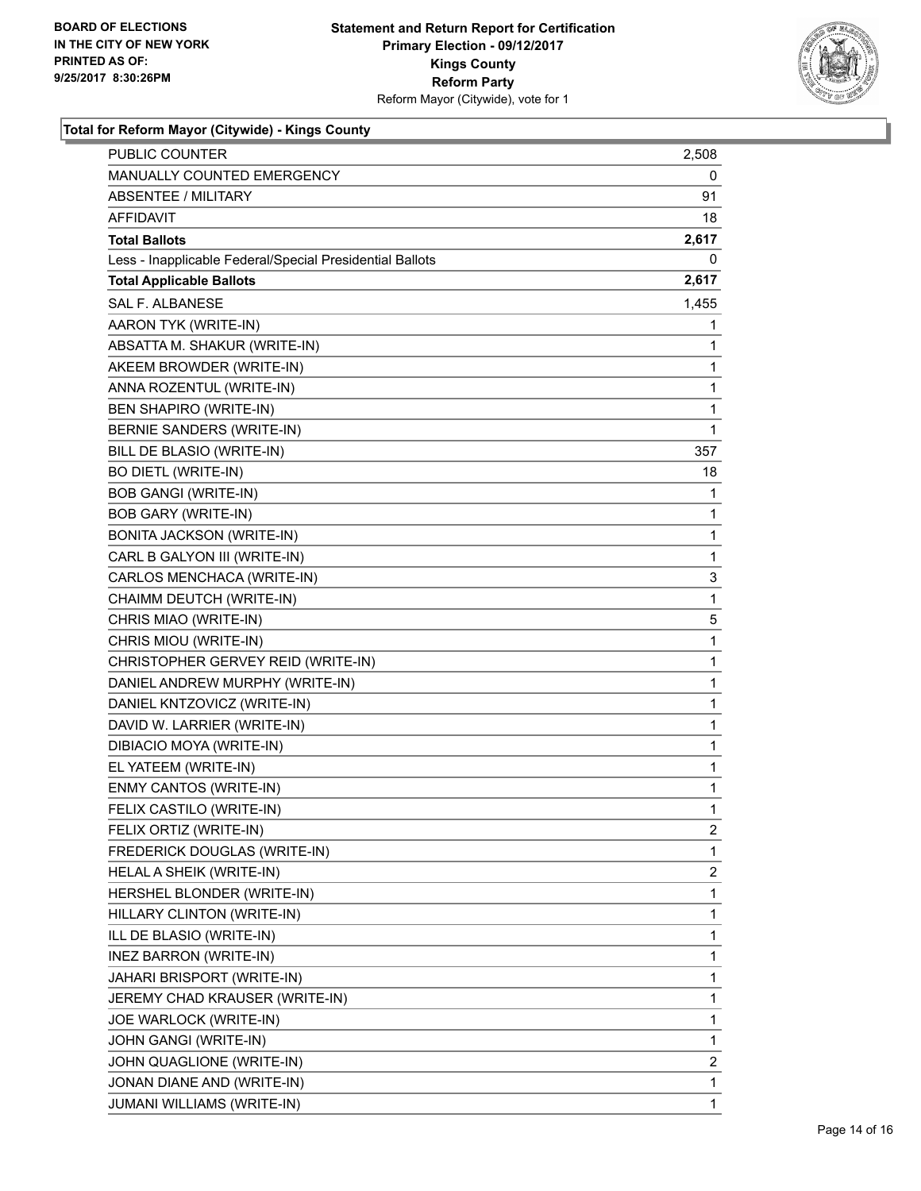BOARD OF ELECTIONS
IN THE CITY OF NEW YORK
PRINTED AS OF:
9/25/2017 8:30:26PM

**Statement and Return Report for Certification**
**Primary Election - 09/12/2017**
**Kings County**
**Reform Party**
Reform Mayor (Citywide), vote for 1

**Total for Reform Mayor (Citywide) - Kings County**

| | |
|---|---|
| PUBLIC COUNTER | 2,508 |
| MANUALLY COUNTED EMERGENCY | 0 |
| ABSENTEE / MILITARY | 91 |
| AFFIDAVIT | 18 |
| **Total Ballots** | **2,617** |
| Less - Inapplicable Federal/Special Presidential Ballots | 0 |
| **Total Applicable Ballots** | **2,617** |
| SAL F. ALBANESE | 1,455 |
| AARON TYK (WRITE-IN) | 1 |
| ABSATTA M. SHAKUR (WRITE-IN) | 1 |
| AKEEM BROWDER (WRITE-IN) | 1 |
| ANNA ROZENTUL (WRITE-IN) | 1 |
| BEN SHAPIRO (WRITE-IN) | 1 |
| BERNIE SANDERS (WRITE-IN) | 1 |
| BILL DE BLASIO (WRITE-IN) | 357 |
| BO DIETL (WRITE-IN) | 18 |
| BOB GANGI (WRITE-IN) | 1 |
| BOB GARY (WRITE-IN) | 1 |
| BONITA JACKSON (WRITE-IN) | 1 |
| CARL B GALYON III (WRITE-IN) | 1 |
| CARLOS MENCHACA (WRITE-IN) | 3 |
| CHAIMM DEUTCH (WRITE-IN) | 1 |
| CHRIS MIAO (WRITE-IN) | 5 |
| CHRIS MIOU (WRITE-IN) | 1 |
| CHRISTOPHER GERVEY REID (WRITE-IN) | 1 |
| DANIEL ANDREW MURPHY (WRITE-IN) | 1 |
| DANIEL KNTZOVICZ (WRITE-IN) | 1 |
| DAVID W. LARRIER (WRITE-IN) | 1 |
| DIBIACIO MOYA (WRITE-IN) | 1 |
| EL YATEEM (WRITE-IN) | 1 |
| ENMY CANTOS (WRITE-IN) | 1 |
| FELIX CASTILO (WRITE-IN) | 1 |
| FELIX ORTIZ (WRITE-IN) | 2 |
| FREDERICK DOUGLAS (WRITE-IN) | 1 |
| HELAL A SHEIK (WRITE-IN) | 2 |
| HERSHEL BLONDER (WRITE-IN) | 1 |
| HILLARY CLINTON (WRITE-IN) | 1 |
| ILL DE BLASIO (WRITE-IN) | 1 |
| INEZ BARRON (WRITE-IN) | 1 |
| JAHARI BRISPORT (WRITE-IN) | 1 |
| JEREMY CHAD KRAUSER (WRITE-IN) | 1 |
| JOE WARLOCK (WRITE-IN) | 1 |
| JOHN GANGI (WRITE-IN) | 1 |
| JOHN QUAGLIONE (WRITE-IN) | 2 |
| JONAN DIANE AND (WRITE-IN) | 1 |
| JUMANI WILLIAMS (WRITE-IN) | 1 |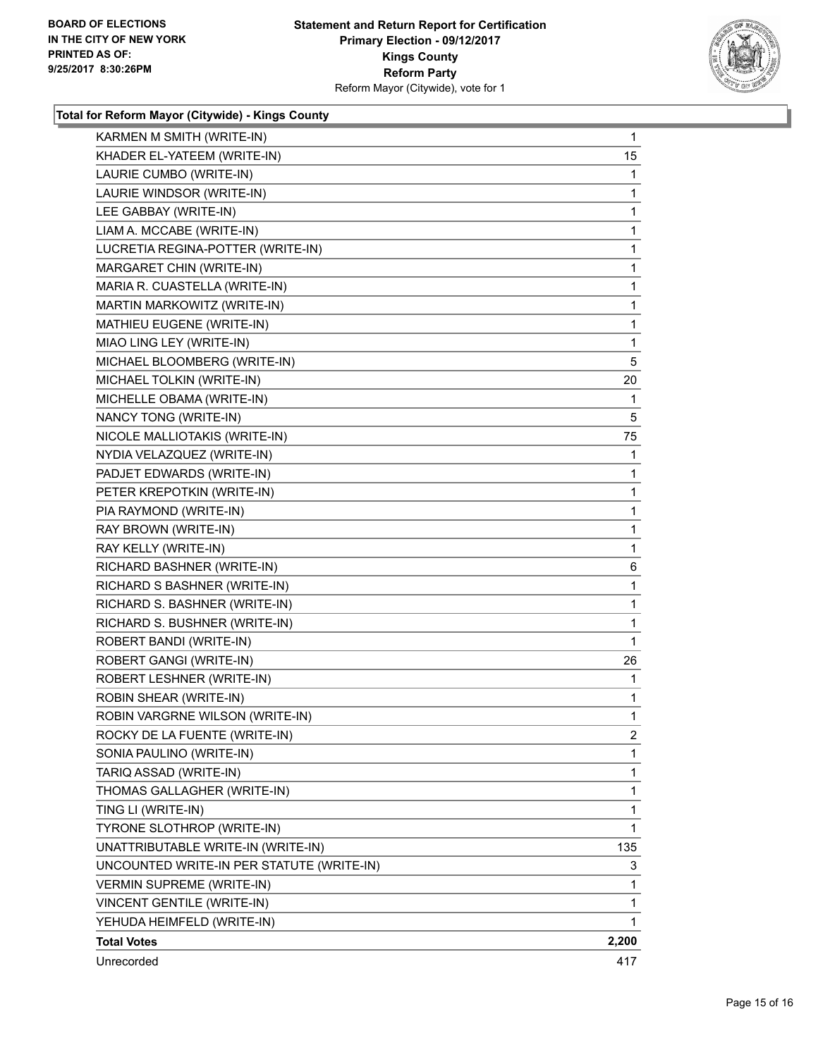BOARD OF ELECTIONS
IN THE CITY OF NEW YORK
PRINTED AS OF:
9/25/2017 8:30:26PM

**Statement and Return Report for Certification**
**Primary Election - 09/12/2017**
**Kings County**
**Reform Party**
Reform Mayor (Citywide), vote for 1

### Total for Reform Mayor (Citywide) - Kings County

| Candidate | Votes |
|---|---|
| KARMEN M SMITH (WRITE-IN) | 1 |
| KHADER EL-YATEEM (WRITE-IN) | 15 |
| LAURIE CUMBO (WRITE-IN) | 1 |
| LAURIE WINDSOR (WRITE-IN) | 1 |
| LEE GABBAY (WRITE-IN) | 1 |
| LIAM A. MCCABE (WRITE-IN) | 1 |
| LUCRETIA REGINA-POTTER (WRITE-IN) | 1 |
| MARGARET CHIN (WRITE-IN) | 1 |
| MARIA R. CUASTELLA (WRITE-IN) | 1 |
| MARTIN MARKOWITZ (WRITE-IN) | 1 |
| MATHIEU EUGENE (WRITE-IN) | 1 |
| MIAO LING LEY (WRITE-IN) | 1 |
| MICHAEL BLOOMBERG (WRITE-IN) | 5 |
| MICHAEL TOLKIN (WRITE-IN) | 20 |
| MICHELLE OBAMA (WRITE-IN) | 1 |
| NANCY TONG (WRITE-IN) | 5 |
| NICOLE MALLIOTAKIS (WRITE-IN) | 75 |
| NYDIA VELAZQUEZ (WRITE-IN) | 1 |
| PADJET EDWARDS (WRITE-IN) | 1 |
| PETER KREPOTKIN (WRITE-IN) | 1 |
| PIA RAYMOND (WRITE-IN) | 1 |
| RAY BROWN (WRITE-IN) | 1 |
| RAY KELLY (WRITE-IN) | 1 |
| RICHARD BASHNER (WRITE-IN) | 6 |
| RICHARD S BASHNER (WRITE-IN) | 1 |
| RICHARD S. BASHNER (WRITE-IN) | 1 |
| RICHARD S. BUSHNER (WRITE-IN) | 1 |
| ROBERT BANDI (WRITE-IN) | 1 |
| ROBERT GANGI (WRITE-IN) | 26 |
| ROBERT LESHNER (WRITE-IN) | 1 |
| ROBIN SHEAR (WRITE-IN) | 1 |
| ROBIN VARGRNE WILSON (WRITE-IN) | 1 |
| ROCKY DE LA FUENTE (WRITE-IN) | 2 |
| SONIA PAULINO (WRITE-IN) | 1 |
| TARIQ ASSAD (WRITE-IN) | 1 |
| THOMAS GALLAGHER (WRITE-IN) | 1 |
| TING LI (WRITE-IN) | 1 |
| TYRONE SLOTHROP (WRITE-IN) | 1 |
| UNATTRIBUTABLE WRITE-IN (WRITE-IN) | 135 |
| UNCOUNTED WRITE-IN PER STATUTE (WRITE-IN) | 3 |
| VERMIN SUPREME (WRITE-IN) | 1 |
| VINCENT GENTILE (WRITE-IN) | 1 |
| YEHUDA HEIMFELD (WRITE-IN) | 1 |
| **Total Votes** | **2,200** |
| Unrecorded | 417 |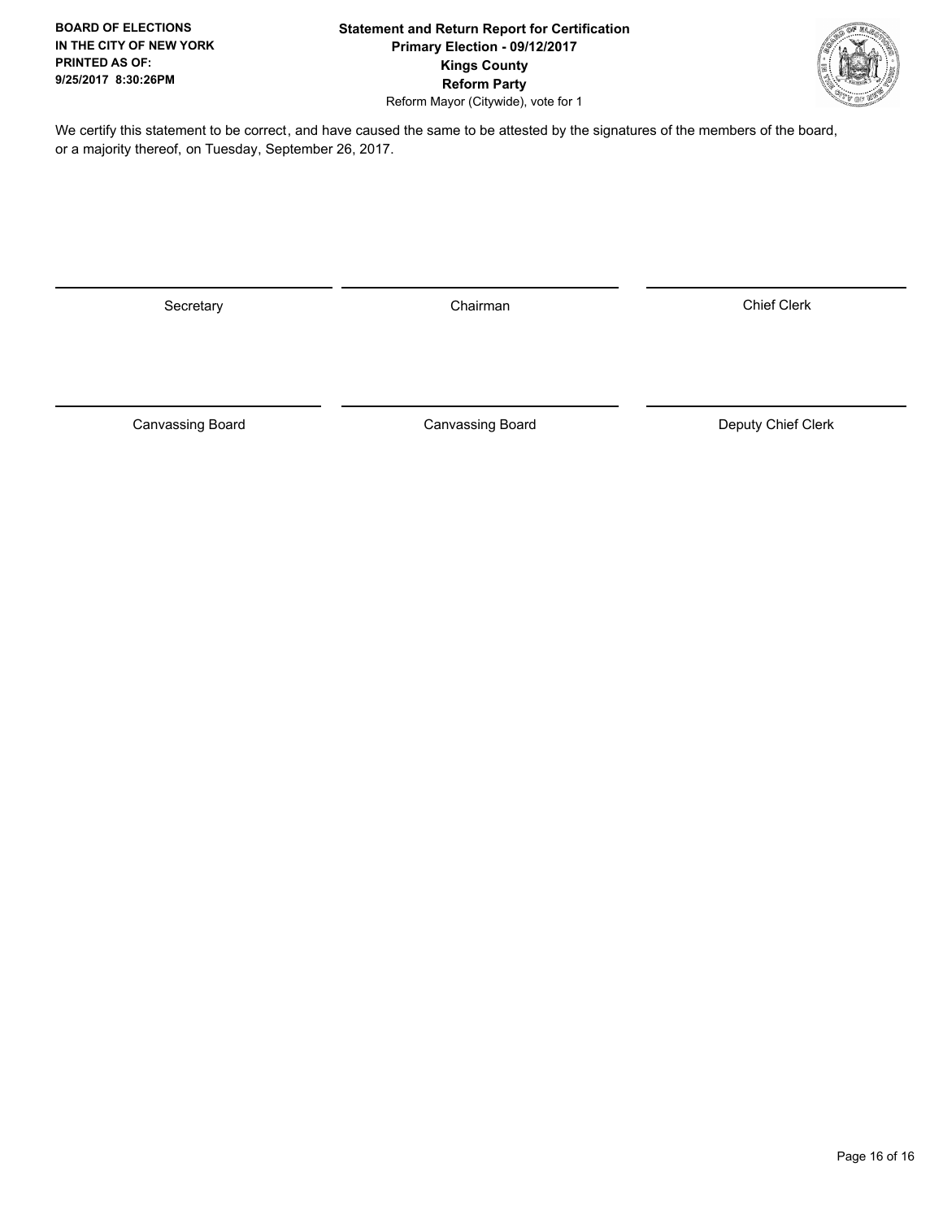**BOARD OF ELECTIONS IN THE CITY OF NEW YORK**
**PRINTED AS OF: 9/25/2017 8:30:26PM**

**Statement and Return Report for Certification**
**Primary Election - 09/12/2017**
**Kings County**
**Reform Party**
Reform Mayor (Citywide), vote for 1

We certify this statement to be correct, and have caused the same to be attested by the signatures of the members of the board, or a majority thereof, on Tuesday, September 26, 2017.

| | | |
|---|---|---|
| Secretary | Chairman | Chief Clerk |
| Canvassing Board | Canvassing Board | Deputy Chief Clerk |